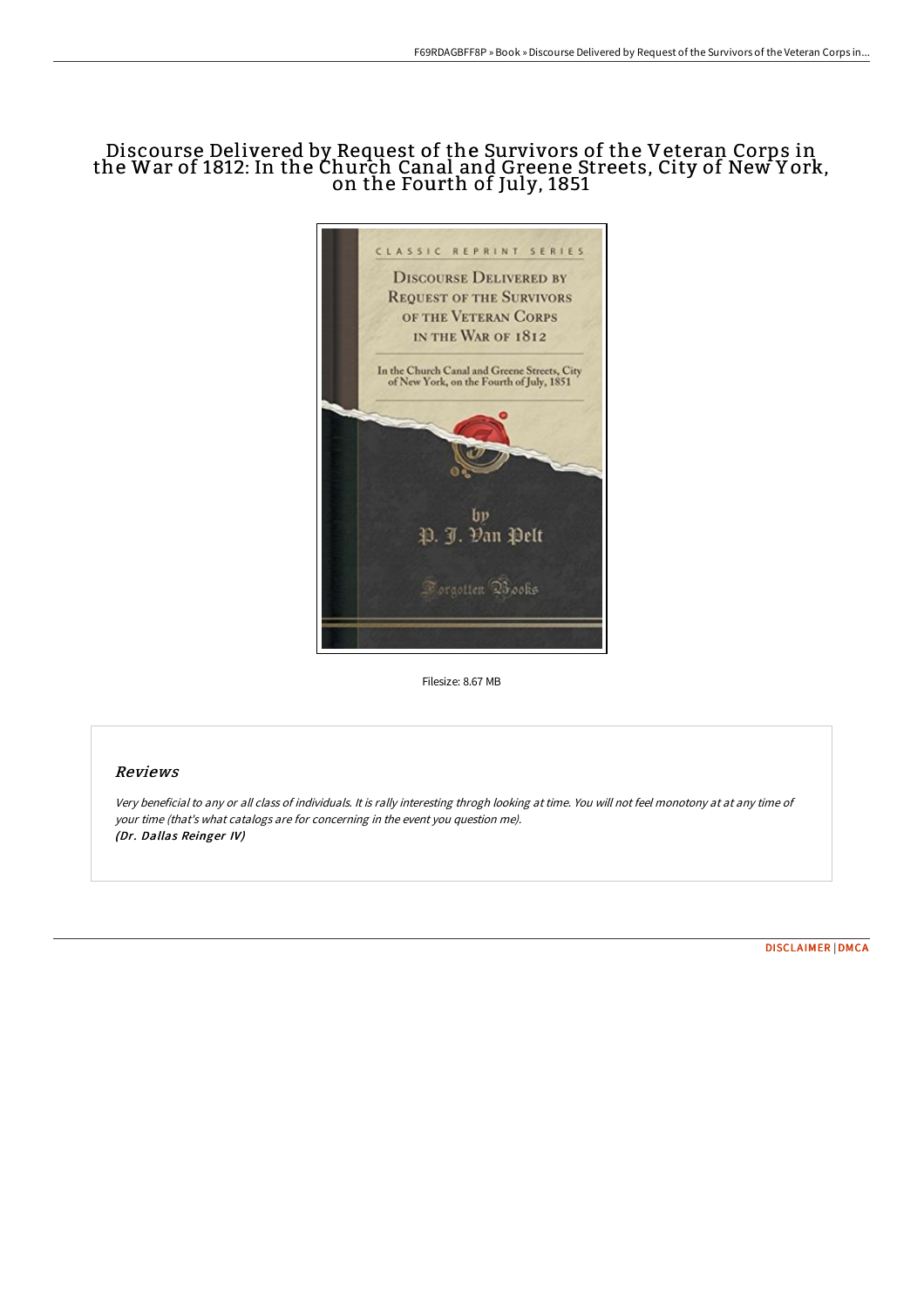# Discourse Delivered by Request of the Survivors of the Veteran Corps in the War of 1812: In the Church Canal and Greene Streets, City of New York, on the Fourth of July, 1851

Filesize: 8.67 MB

## Reviews

*Very beneficial to any or all class of individuals. It is rally interesting throgh looking at time. You will not feel monotony at at any time of your time (that's what catalogs are for concerning in the event you question me).*
***(Dr. Dallas Reinger IV)***

DISCLAIMER | DMCA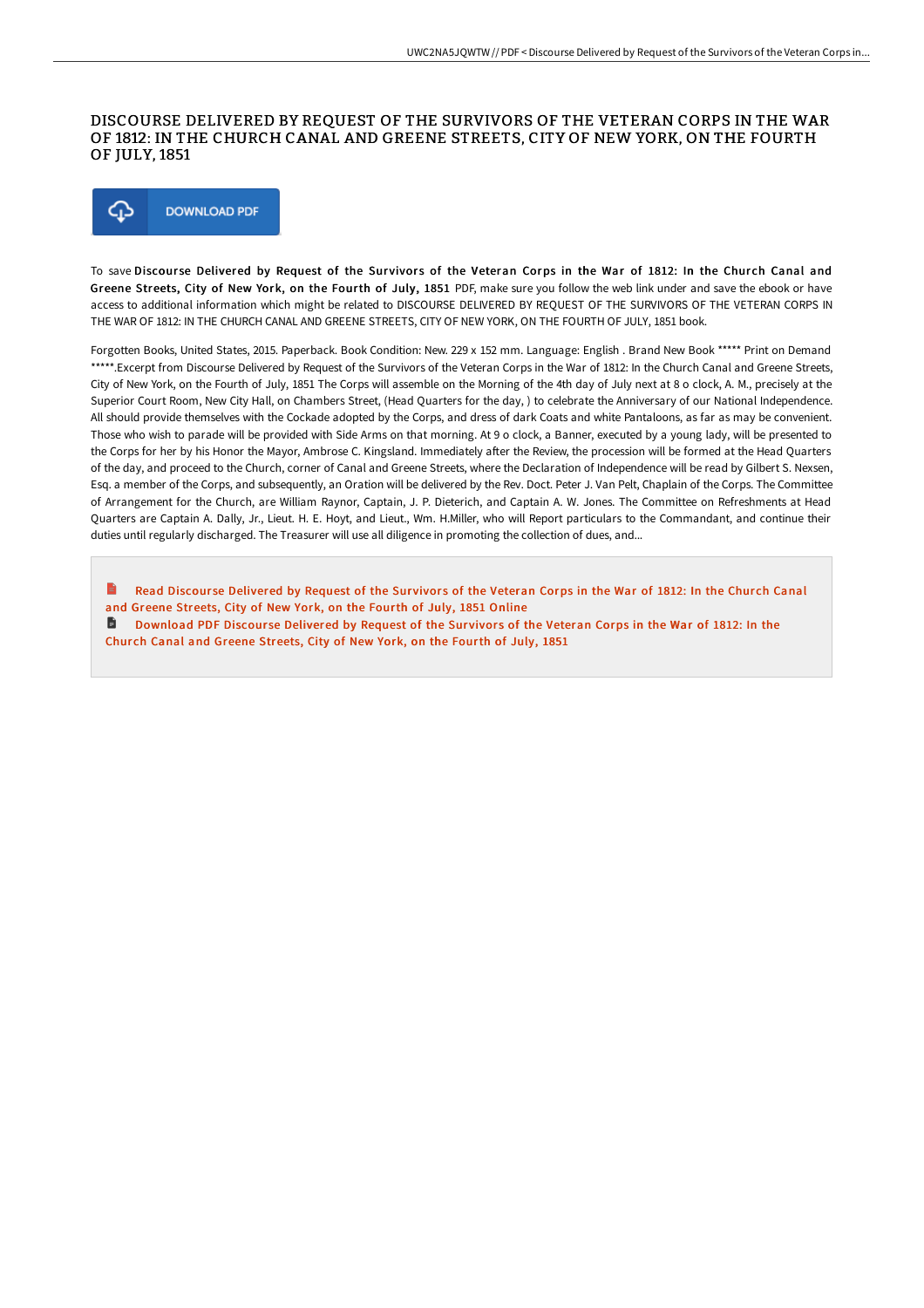# DISCOURSE DELIVERED BY REQUEST OF THE SURVIVORS OF THE VETERAN CORPS IN THE WAR OF 1812: IN THE CHURCH CANAL AND GREENE STREETS, CITY OF NEW YORK, ON THE FOURTH OF JULY, 1851

DOWNLOAD PDF

To save **Discourse Delivered by Request of the Survivors of the Veteran Corps in the War of 1812: In the Church Canal and Greene Streets, City of New York, on the Fourth of July, 1851** PDF, make sure you follow the web link under and save the ebook or have access to additional information which might be related to DISCOURSE DELIVERED BY REQUEST OF THE SURVIVORS OF THE VETERAN CORPS IN THE WAR OF 1812: IN THE CHURCH CANAL AND GREENE STREETS, CITY OF NEW YORK, ON THE FOURTH OF JULY, 1851 book.

Forgotten Books, United States, 2015. Paperback. Book Condition: New. 229 x 152 mm. Language: English . Brand New Book ***** Print on Demand *****.Excerpt from Discourse Delivered by Request of the Survivors of the Veteran Corps in the War of 1812: In the Church Canal and Greene Streets, City of New York, on the Fourth of July, 1851 The Corps will assemble on the Morning of the 4th day of July next at 8 o clock, A. M., precisely at the Superior Court Room, New City Hall, on Chambers Street, (Head Quarters for the day, ) to celebrate the Anniversary of our National Independence. All should provide themselves with the Cockade adopted by the Corps, and dress of dark Coats and white Pantaloons, as far as may be convenient. Those who wish to parade will be provided with Side Arms on that morning. At 9 o clock, a Banner, executed by a young lady, will be presented to the Corps for her by his Honor the Mayor, Ambrose C. Kingsland. Immediately after the Review, the procession will be formed at the Head Quarters of the day, and proceed to the Church, corner of Canal and Greene Streets, where the Declaration of Independence will be read by Gilbert S. Nexsen, Esq. a member of the Corps, and subsequently, an Oration will be delivered by the Rev. Doct. Peter J. Van Pelt, Chaplain of the Corps. The Committee of Arrangement for the Church, are William Raynor, Captain, J. P. Dieterich, and Captain A. W. Jones. The Committee on Refreshments at Head Quarters are Captain A. Dally, Jr., Lieut. H. E. Hoyt, and Lieut., Wm. H.Miller, who will Report particulars to the Commandant, and continue their duties until regularly discharged. The Treasurer will use all diligence in promoting the collection of dues, and...

Read Discourse Delivered by Request of the Survivors of the Veteran Corps in the War of 1812: In the Church Canal and Greene Streets, City of New York, on the Fourth of July, 1851 Online

Download PDF Discourse Delivered by Request of the Survivors of the Veteran Corps in the War of 1812: In the Church Canal and Greene Streets, City of New York, on the Fourth of July, 1851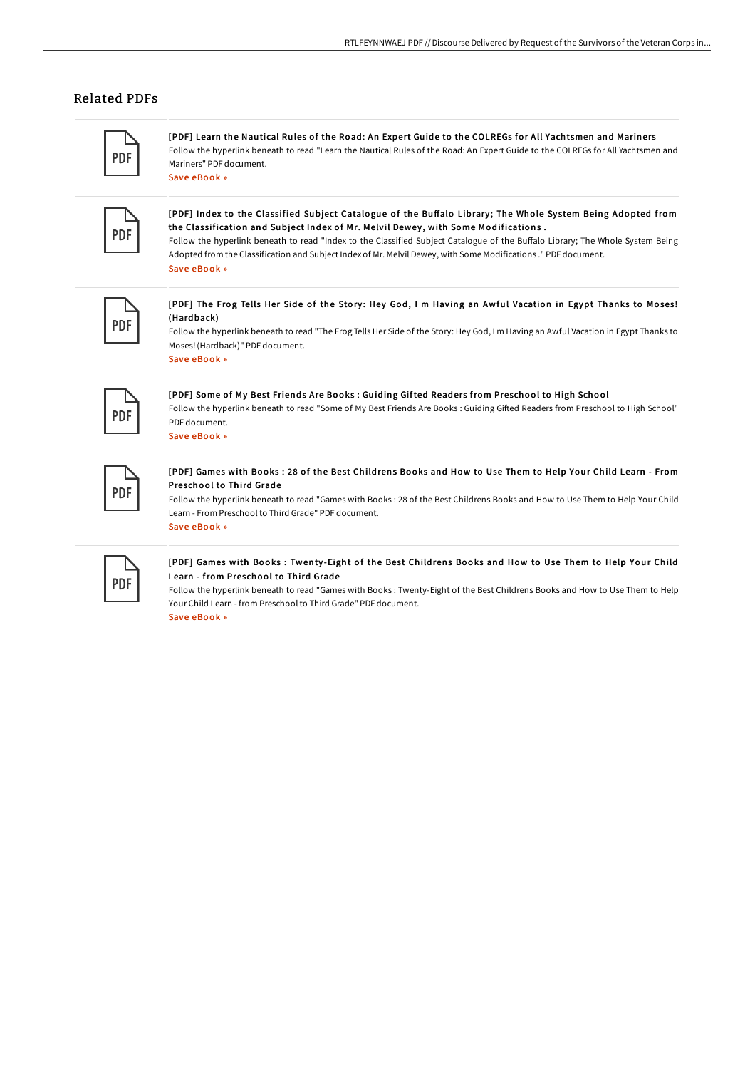## Related PDFs

**[PDF] Learn the Nautical Rules of the Road: An Expert Guide to the COLREGs for All Yachtsmen and Mariners**
Follow the hyperlink beneath to read "Learn the Nautical Rules of the Road: An Expert Guide to the COLREGs for All Yachtsmen and Mariners" PDF document.
Save eBook »

**[PDF] Index to the Classified Subject Catalogue of the Buffalo Library; The Whole System Being Adopted from the Classification and Subject Index of Mr. Melvil Dewey, with Some Modifications .**
Follow the hyperlink beneath to read "Index to the Classified Subject Catalogue of the Buffalo Library; The Whole System Being Adopted from the Classification and Subject Index of Mr. Melvil Dewey, with Some Modifications ." PDF document.
Save eBook »

**[PDF] The Frog Tells Her Side of the Story: Hey God, I m Having an Awful Vacation in Egypt Thanks to Moses! (Hardback)**
Follow the hyperlink beneath to read "The Frog Tells Her Side of the Story: Hey God, I m Having an Awful Vacation in Egypt Thanks to Moses! (Hardback)" PDF document.
Save eBook »

**[PDF] Some of My Best Friends Are Books : Guiding Gifted Readers from Preschool to High School**
Follow the hyperlink beneath to read "Some of My Best Friends Are Books : Guiding Gifted Readers from Preschool to High School" PDF document.
Save eBook »

**[PDF] Games with Books : 28 of the Best Childrens Books and How to Use Them to Help Your Child Learn - From Preschool to Third Grade**
Follow the hyperlink beneath to read "Games with Books : 28 of the Best Childrens Books and How to Use Them to Help Your Child Learn - From Preschool to Third Grade" PDF document.
Save eBook »

**[PDF] Games with Books : Twenty-Eight of the Best Childrens Books and How to Use Them to Help Your Child Learn - from Preschool to Third Grade**
Follow the hyperlink beneath to read "Games with Books : Twenty-Eight of the Best Childrens Books and How to Use Them to Help Your Child Learn - from Preschool to Third Grade" PDF document.
Save eBook »